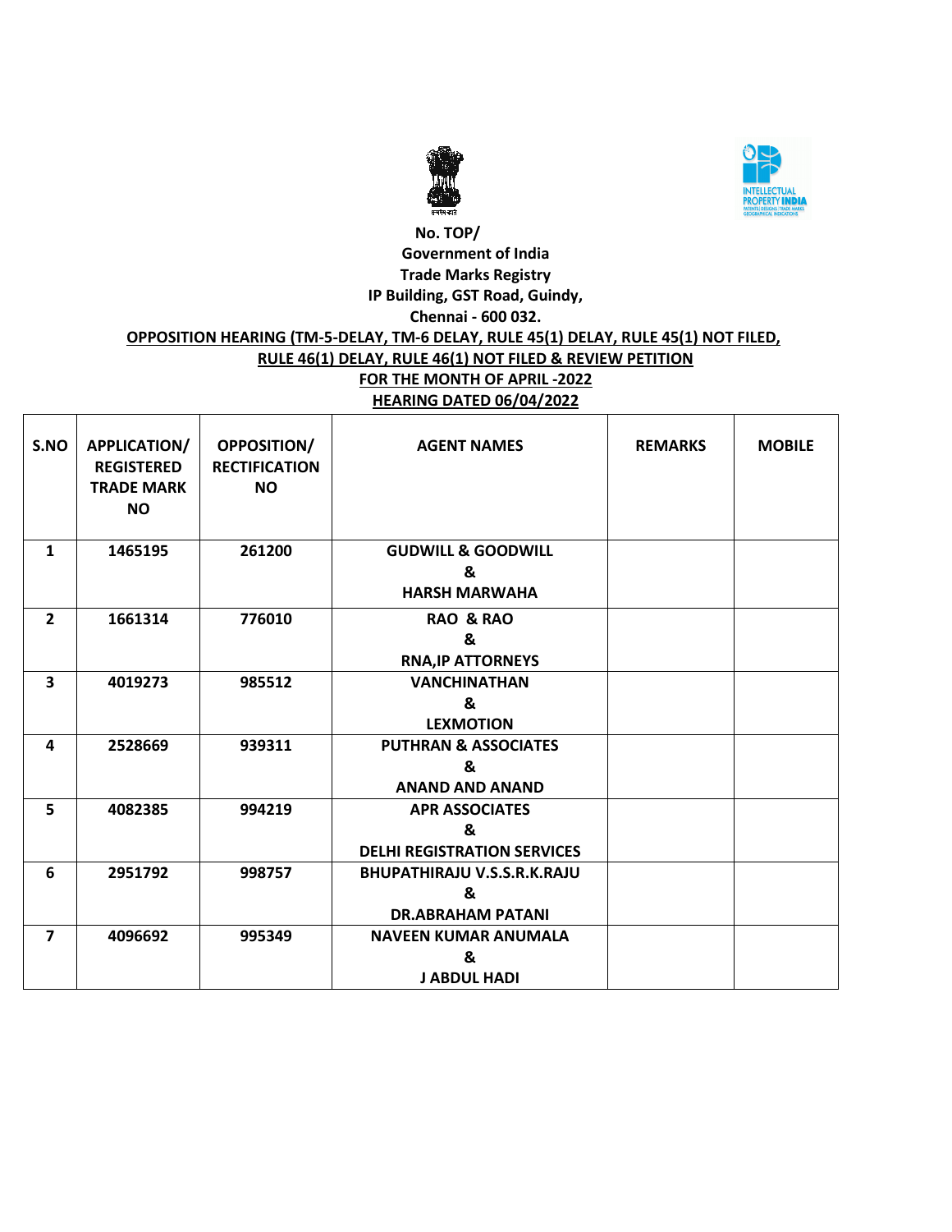No. TOP/

Government of India

Trade Marks Registry

IP Building, GST Road, Guindy,

Chennai - 600 032.

**OPPOSITION HEARING (TM-5-DELAY, TM-6 DELAY, RULE 45(1) DELAY, RULE 45(1) NOT FILED, RULE 46(1) DELAY, RULE 46(1) NOT FILED & REVIEW PETITION**

**FOR THE MONTH OF APRIL -2022**

**HEARING DATED 06/04/2022**

| S.NO | APPLICATION/ REGISTERED TRADE MARK NO | OPPOSITION/ RECTIFICATION NO | AGENT NAMES | REMARKS | MOBILE |
|---|---|---|---|---|---|
| 1 | 1465195 | 261200 | GUDWILL & GOODWILL & HARSH MARWAHA | | |
| 2 | 1661314 | 776010 | RAO & RAO & RNA,IP ATTORNEYS | | |
| 3 | 4019273 | 985512 | VANCHINATHAN & LEXMOTION | | |
| 4 | 2528669 | 939311 | PUTHRAN & ASSOCIATES & ANAND AND ANAND | | |
| 5 | 4082385 | 994219 | APR ASSOCIATES & DELHI REGISTRATION SERVICES | | |
| 6 | 2951792 | 998757 | BHUPATHIRAJU V.S.S.R.K.RAJU & DR.ABRAHAM PATANI | | |
| 7 | 4096692 | 995349 | NAVEEN KUMAR ANUMALA & J ABDUL HADI | | |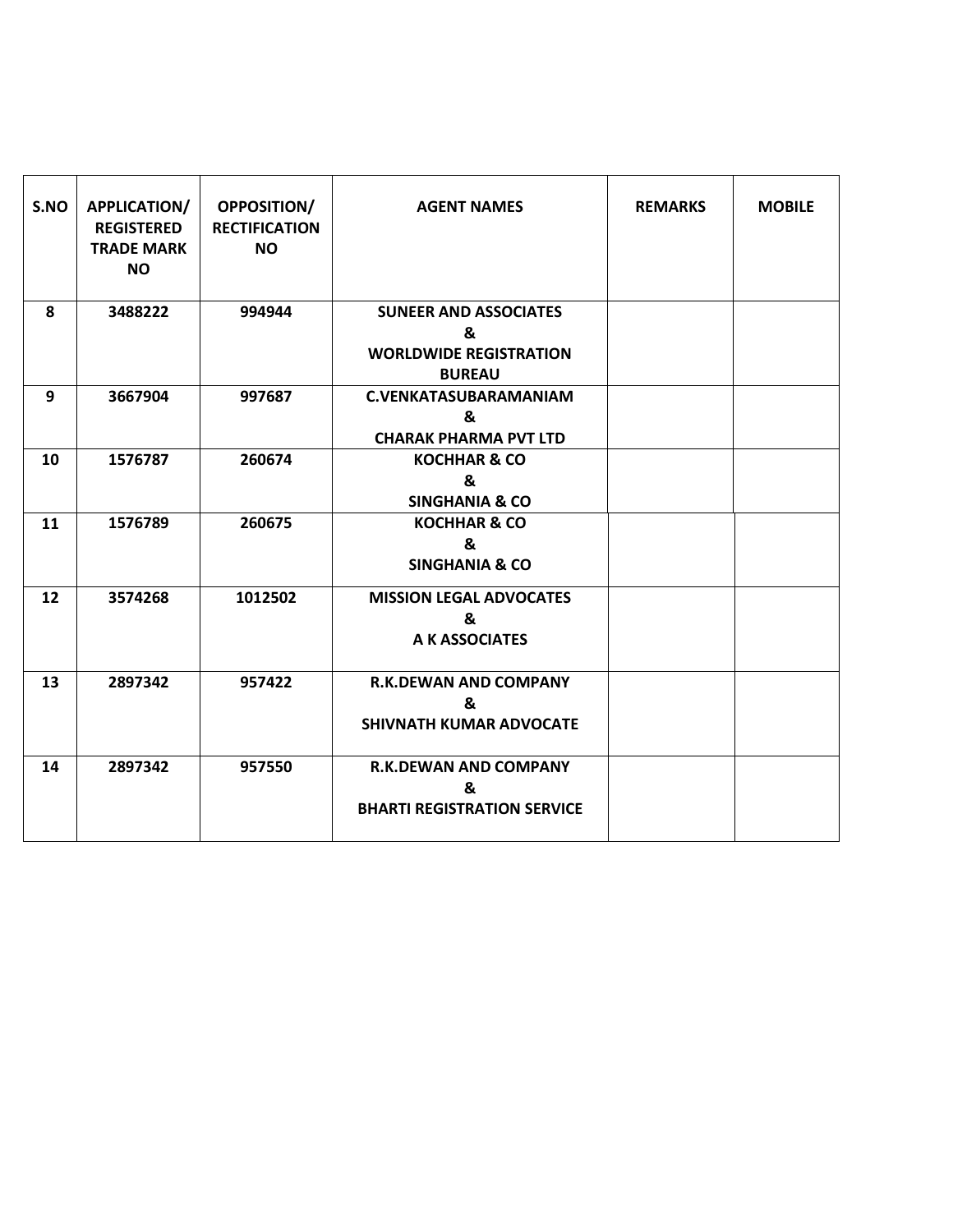| S.NO | APPLICATION/ REGISTERED TRADE MARK NO | OPPOSITION/ RECTIFICATION NO | AGENT NAMES | REMARKS | MOBILE |
|---|---|---|---|---|---|
| 8 | 3488222 | 994944 | SUNEER AND ASSOCIATES & WORLDWIDE REGISTRATION BUREAU | | |
| 9 | 3667904 | 997687 | C.VENKATASUBARAMANIAM & CHARAK PHARMA PVT LTD | | |
| 10 | 1576787 | 260674 | KOCHHAR & CO & SINGHANIA & CO | | |
| 11 | 1576789 | 260675 | KOCHHAR & CO & SINGHANIA & CO | | |
| 12 | 3574268 | 1012502 | MISSION LEGAL ADVOCATES & A K ASSOCIATES | | |
| 13 | 2897342 | 957422 | R.K.DEWAN AND COMPANY & SHIVNATH KUMAR ADVOCATE | | |
| 14 | 2897342 | 957550 | R.K.DEWAN AND COMPANY & BHARTI REGISTRATION SERVICE | | |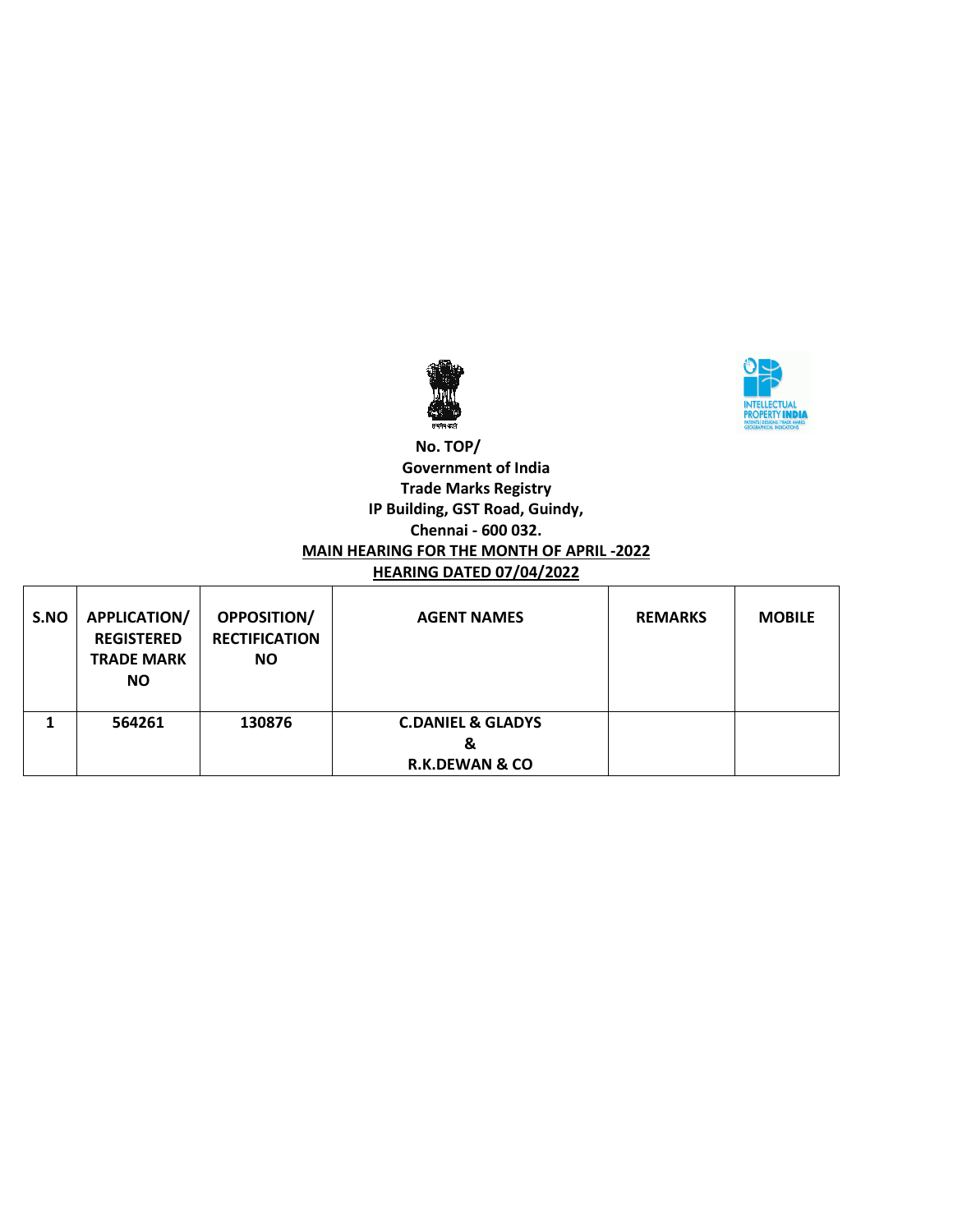**No. TOP/**

**Government of India**

**Trade Marks Registry**

**IP Building, GST Road, Guindy,**

**Chennai - 600 032.**

**MAIN HEARING FOR THE MONTH OF APRIL -2022**

**HEARING DATED 07/04/2022**

| S.NO | APPLICATION/ REGISTERED TRADE MARK NO | OPPOSITION/ RECTIFICATION NO | AGENT NAMES | REMARKS | MOBILE |
|---|---|---|---|---|---|
| 1 | 564261 | 130876 | C.DANIEL & GLADYS & R.K.DEWAN & CO | | |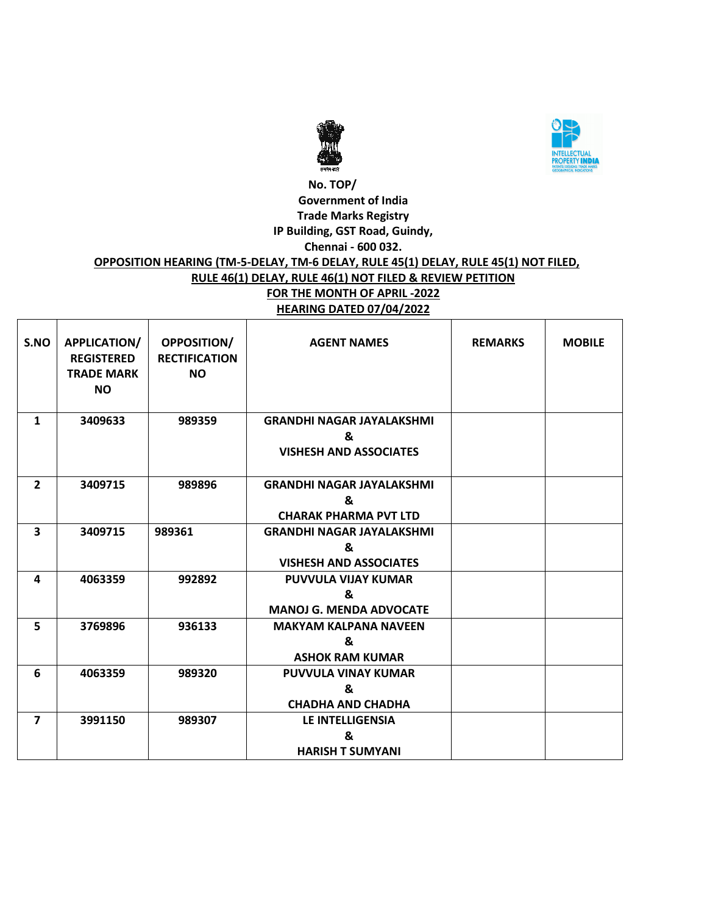**No. TOP/**

**Government of India**

**Trade Marks Registry**

**IP Building, GST Road, Guindy,**

**Chennai - 600 032.**

**OPPOSITION HEARING (TM-5-DELAY, TM-6 DELAY, RULE 45(1) DELAY, RULE 45(1) NOT FILED, RULE 46(1) DELAY, RULE 46(1) NOT FILED & REVIEW PETITION**

**FOR THE MONTH OF APRIL -2022**

**HEARING DATED 07/04/2022**

| S.NO | APPLICATION/ REGISTERED TRADE MARK NO | OPPOSITION/ RECTIFICATION NO | AGENT NAMES | REMARKS | MOBILE |
|---|---|---|---|---|---|
| 1 | 3409633 | 989359 | GRANDHI NAGAR JAYALAKSHMI & VISHESH AND ASSOCIATES | | |
| 2 | 3409715 | 989896 | GRANDHI NAGAR JAYALAKSHMI & CHARAK PHARMA PVT LTD | | |
| 3 | 3409715 | 989361 | GRANDHI NAGAR JAYALAKSHMI & VISHESH AND ASSOCIATES | | |
| 4 | 4063359 | 992892 | PUVVULA VIJAY KUMAR & MANOJ G. MENDA ADVOCATE | | |
| 5 | 3769896 | 936133 | MAKYAM KALPANA NAVEEN & ASHOK RAM KUMAR | | |
| 6 | 4063359 | 989320 | PUVVULA VINAY KUMAR & CHADHA AND CHADHA | | |
| 7 | 3991150 | 989307 | LE INTELLIGENSIA & HARISH T SUMYANI | | |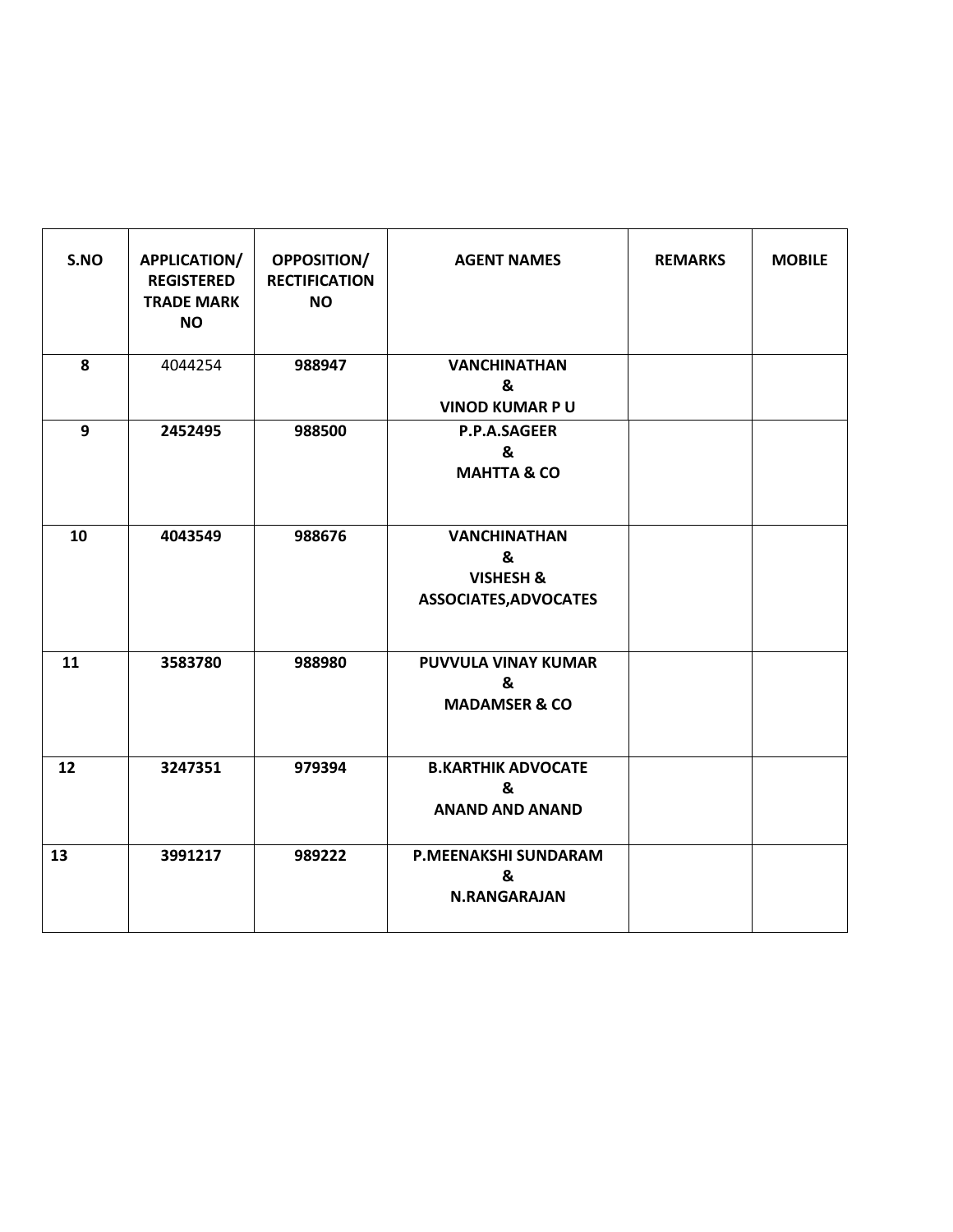| S.NO | APPLICATION/ REGISTERED TRADE MARK NO | OPPOSITION/ RECTIFICATION NO | AGENT NAMES | REMARKS | MOBILE |
|---|---|---|---|---|---|
| 8 | 4044254 | 988947 | VANCHINATHAN & VINOD KUMAR P U | | |
| 9 | 2452495 | 988500 | P.P.A.SAGEER & MAHTTA & CO | | |
| 10 | 4043549 | 988676 | VANCHINATHAN & VISHESH & ASSOCIATES,ADVOCATES | | |
| 11 | 3583780 | 988980 | PUVVULA VINAY KUMAR & MADAMSER & CO | | |
| 12 | 3247351 | 979394 | B.KARTHIK ADVOCATE & ANAND AND ANAND | | |
| 13 | 3991217 | 989222 | P.MEENAKSHI SUNDARAM & N.RANGARAJAN | | |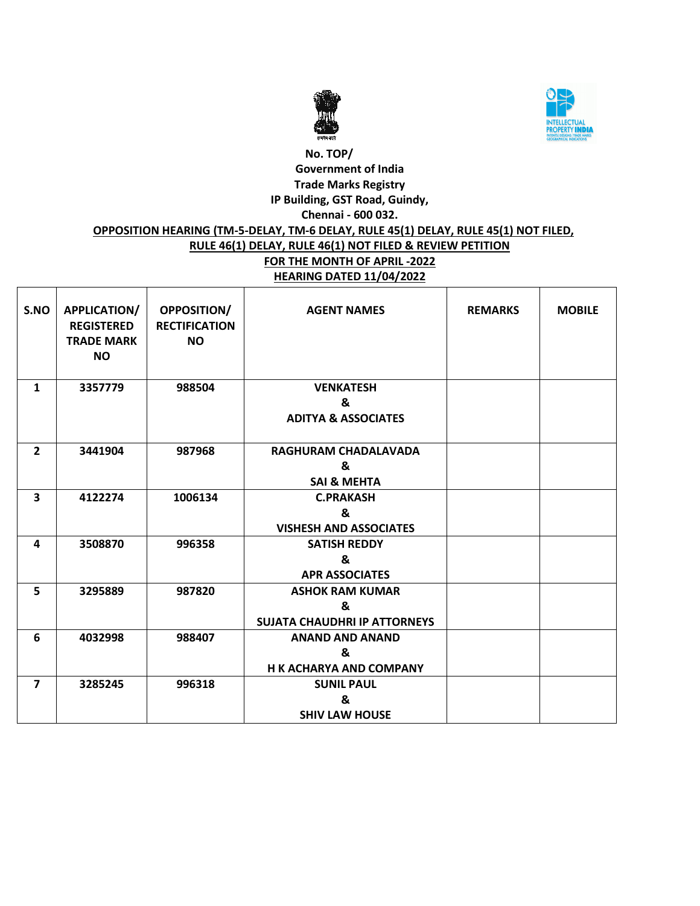No. TOP/
Government of India
Trade Marks Registry
IP Building, GST Road, Guindy,
Chennai - 600 032.

**OPPOSITION HEARING (TM-5-DELAY, TM-6 DELAY, RULE 45(1) DELAY, RULE 45(1) NOT FILED, RULE 46(1) DELAY, RULE 46(1) NOT FILED & REVIEW PETITION**

**FOR THE MONTH OF APRIL -2022**

**HEARING DATED 11/04/2022**

| S.NO | APPLICATION/ REGISTERED TRADE MARK NO | OPPOSITION/ RECTIFICATION NO | AGENT NAMES | REMARKS | MOBILE |
|---|---|---|---|---|---|
| 1 | 3357779 | 988504 | VENKATESH & ADITYA & ASSOCIATES | | |
| 2 | 3441904 | 987968 | RAGHURAM CHADALAVADA & SAI & MEHTA | | |
| 3 | 4122274 | 1006134 | C.PRAKASH & VISHESH AND ASSOCIATES | | |
| 4 | 3508870 | 996358 | SATISH REDDY & APR ASSOCIATES | | |
| 5 | 3295889 | 987820 | ASHOK RAM KUMAR & SUJATA CHAUDHRI IP ATTORNEYS | | |
| 6 | 4032998 | 988407 | ANAND AND ANAND & H K ACHARYA AND COMPANY | | |
| 7 | 3285245 | 996318 | SUNIL PAUL & SHIV LAW HOUSE | | |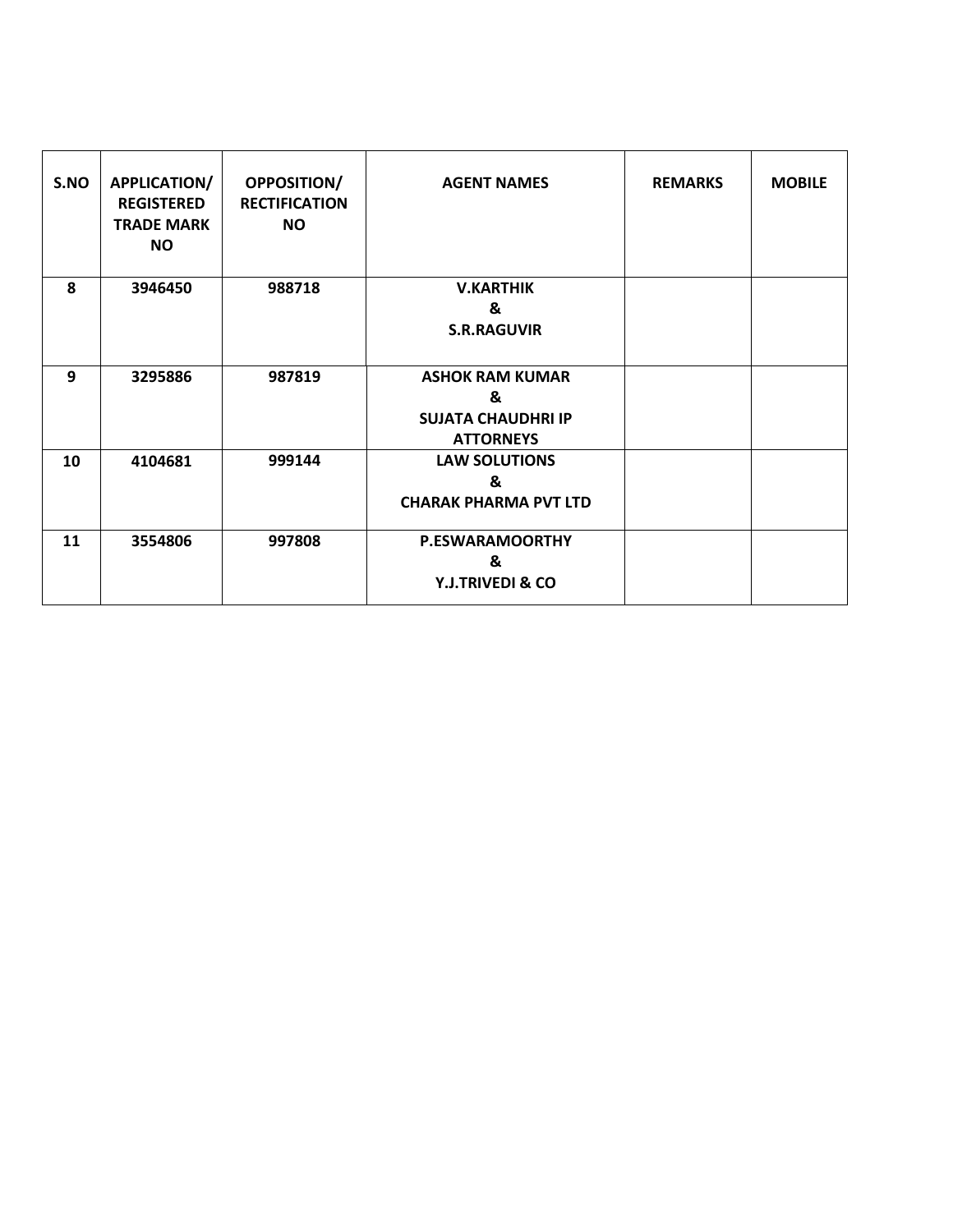| S.NO | APPLICATION/ REGISTERED TRADE MARK NO | OPPOSITION/ RECTIFICATION NO | AGENT NAMES | REMARKS | MOBILE |
|---|---|---|---|---|---|
| 8 | 3946450 | 988718 | V.KARTHIK & S.R.RAGUVIR | | |
| 9 | 3295886 | 987819 | ASHOK RAM KUMAR & SUJATA CHAUDHRI IP ATTORNEYS | | |
| 10 | 4104681 | 999144 | LAW SOLUTIONS & CHARAK PHARMA PVT LTD | | |
| 11 | 3554806 | 997808 | P.ESWARAMOORTHY & Y.J.TRIVEDI & CO | | |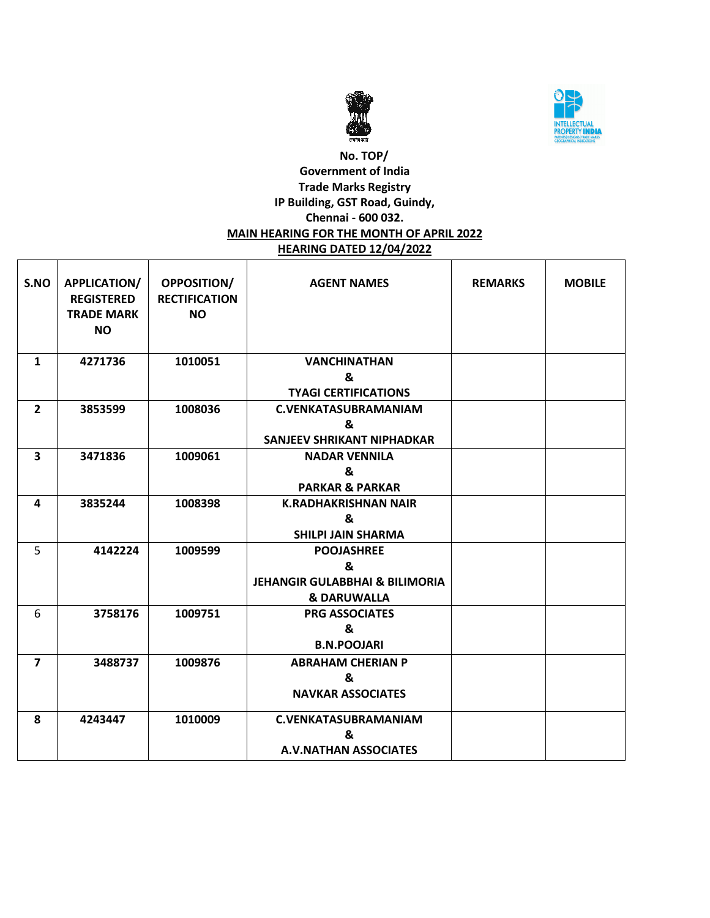No. TOP/
Government of India
Trade Marks Registry
IP Building, GST Road, Guindy,
Chennai - 600 032.

**MAIN HEARING FOR THE MONTH OF APRIL 2022**

**HEARING DATED 12/04/2022**

| S.NO | APPLICATION/ REGISTERED TRADE MARK NO | OPPOSITION/ RECTIFICATION NO | AGENT NAMES | REMARKS | MOBILE |
|---|---|---|---|---|---|
| 1 | 4271736 | 1010051 | VANCHINATHAN & TYAGI CERTIFICATIONS | | |
| 2 | 3853599 | 1008036 | C.VENKATASUBRAMANIAM & SANJEEV SHRIKANT NIPHADKAR | | |
| 3 | 3471836 | 1009061 | NADAR VENNILA & PARKAR & PARKAR | | |
| 4 | 3835244 | 1008398 | K.RADHAKRISHNAN NAIR & SHILPI JAIN SHARMA | | |
| 5 | 4142224 | 1009599 | POOJASHREE & JEHANGIR GULABBHAI & BILIMORIA & DARUWALLA | | |
| 6 | 3758176 | 1009751 | PRG ASSOCIATES & B.N.POOJARI | | |
| 7 | 3488737 | 1009876 | ABRAHAM CHERIAN P & NAVKAR ASSOCIATES | | |
| 8 | 4243447 | 1010009 | C.VENKATASUBRAMANIAM & A.V.NATHAN ASSOCIATES | | |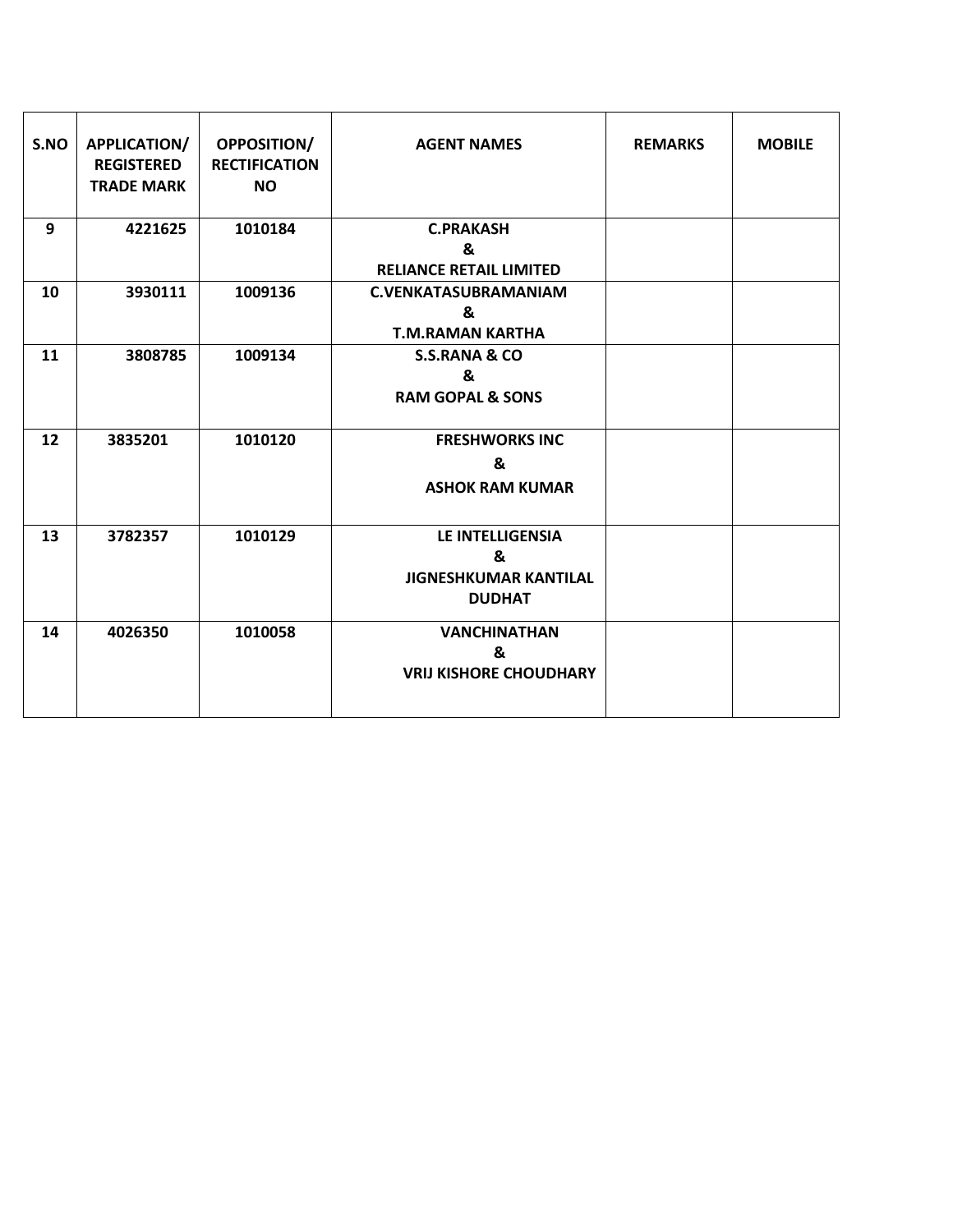| S.NO | APPLICATION/ REGISTERED TRADE MARK | OPPOSITION/ RECTIFICATION NO | AGENT NAMES | REMARKS | MOBILE |
|---|---|---|---|---|---|
| 9 | 4221625 | 1010184 | C.PRAKASH & RELIANCE RETAIL LIMITED | | |
| 10 | 3930111 | 1009136 | C.VENKATASUBRAMANIAM & T.M.RAMAN KARTHA | | |
| 11 | 3808785 | 1009134 | S.S.RANA & CO & RAM GOPAL & SONS | | |
| 12 | 3835201 | 1010120 | FRESHWORKS INC & ASHOK RAM KUMAR | | |
| 13 | 3782357 | 1010129 | LE INTELLIGENSIA & JIGNESHKUMAR KANTILAL DUDHAT | | |
| 14 | 4026350 | 1010058 | VANCHINATHAN & VRIJ KISHORE CHOUDHARY | | |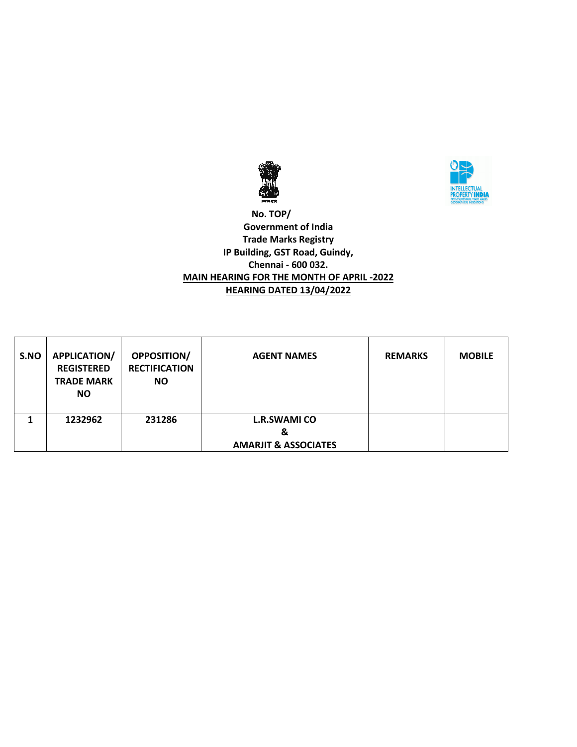**No. TOP/**

**Government of India**

**Trade Marks Registry**

**IP Building, GST Road, Guindy,**

**Chennai - 600 032.**

**MAIN HEARING FOR THE MONTH OF APRIL -2022**

**HEARING DATED 13/04/2022**

| S.NO | APPLICATION/ REGISTERED TRADE MARK NO | OPPOSITION/ RECTIFICATION NO | AGENT NAMES | REMARKS | MOBILE |
|---|---|---|---|---|---|
| 1 | 1232962 | 231286 | L.R.SWAMI CO & AMARJIT & ASSOCIATES | | |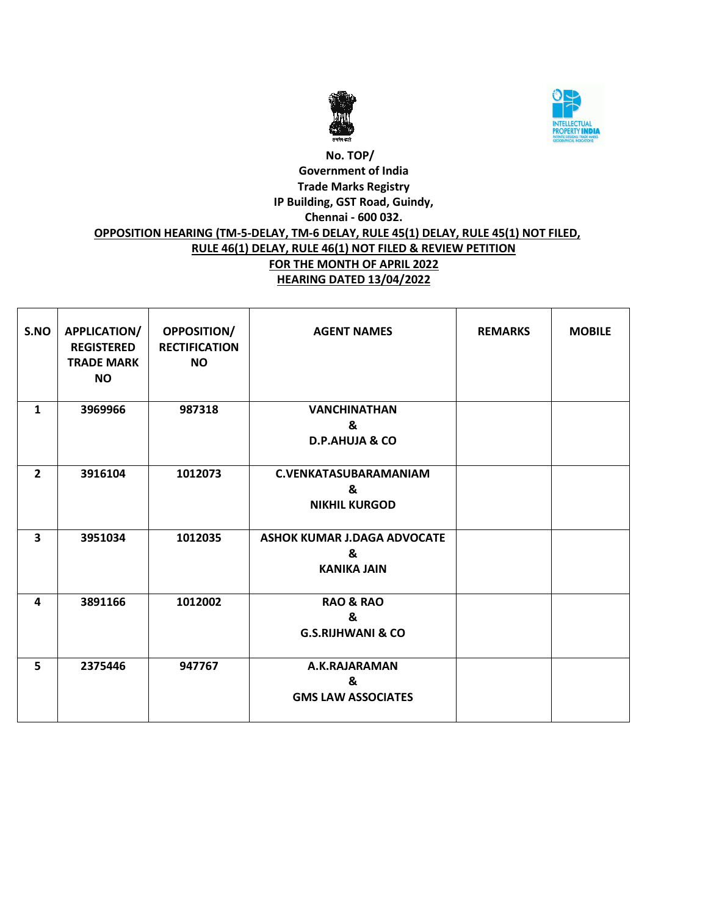**No. TOP/**
**Government of India**
**Trade Marks Registry**
**IP Building, GST Road, Guindy,**
**Chennai - 600 032.**

**OPPOSITION HEARING (TM-5-DELAY, TM-6 DELAY, RULE 45(1) DELAY, RULE 45(1) NOT FILED, RULE 46(1) DELAY, RULE 46(1) NOT FILED & REVIEW PETITION**
**FOR THE MONTH OF APRIL 2022**
**HEARING DATED 13/04/2022**

| S.NO | APPLICATION/ REGISTERED TRADE MARK NO | OPPOSITION/ RECTIFICATION NO | AGENT NAMES | REMARKS | MOBILE |
|---|---|---|---|---|---|
| 1 | 3969966 | 987318 | VANCHINATHAN & D.P.AHUJA & CO | | |
| 2 | 3916104 | 1012073 | C.VENKATASUBARAMANIAM & NIKHIL KURGOD | | |
| 3 | 3951034 | 1012035 | ASHOK KUMAR J.DAGA ADVOCATE & KANIKA JAIN | | |
| 4 | 3891166 | 1012002 | RAO & RAO & G.S.RIJHWANI & CO | | |
| 5 | 2375446 | 947767 | A.K.RAJARAMAN & GMS LAW ASSOCIATES | | |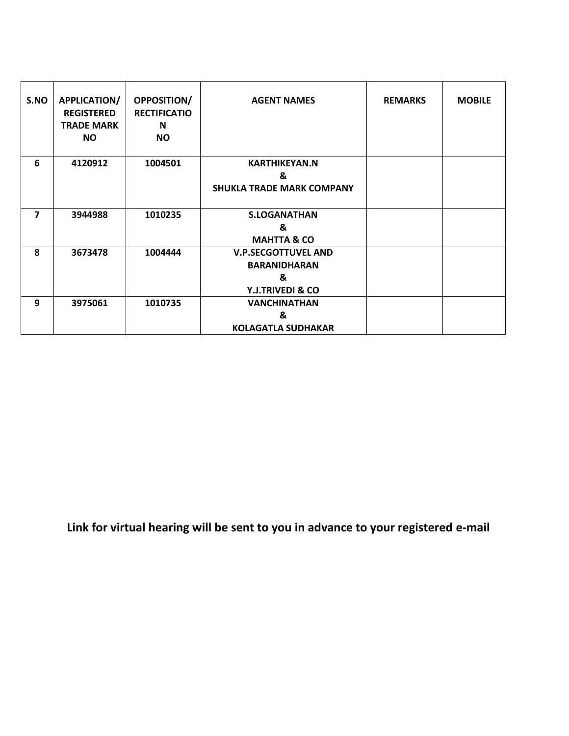| S.NO | APPLICATION/ REGISTERED TRADE MARK NO | OPPOSITION/ RECTIFICATION NO | AGENT NAMES | REMARKS | MOBILE |
|---|---|---|---|---|---|
| 6 | 4120912 | 1004501 | KARTHIKEYAN.N & SHUKLA TRADE MARK COMPANY | | |
| 7 | 3944988 | 1010235 | S.LOGANATHAN & MAHTTA & CO | | |
| 8 | 3673478 | 1004444 | V.P.SECGOTTUVEL AND BARANIDHARAN & Y.J.TRIVEDI & CO | | |
| 9 | 3975061 | 1010735 | VANCHINATHAN & KOLAGATLA SUDHAKAR | | |

**Link for virtual hearing will be sent to you in advance to your registered e-mail**